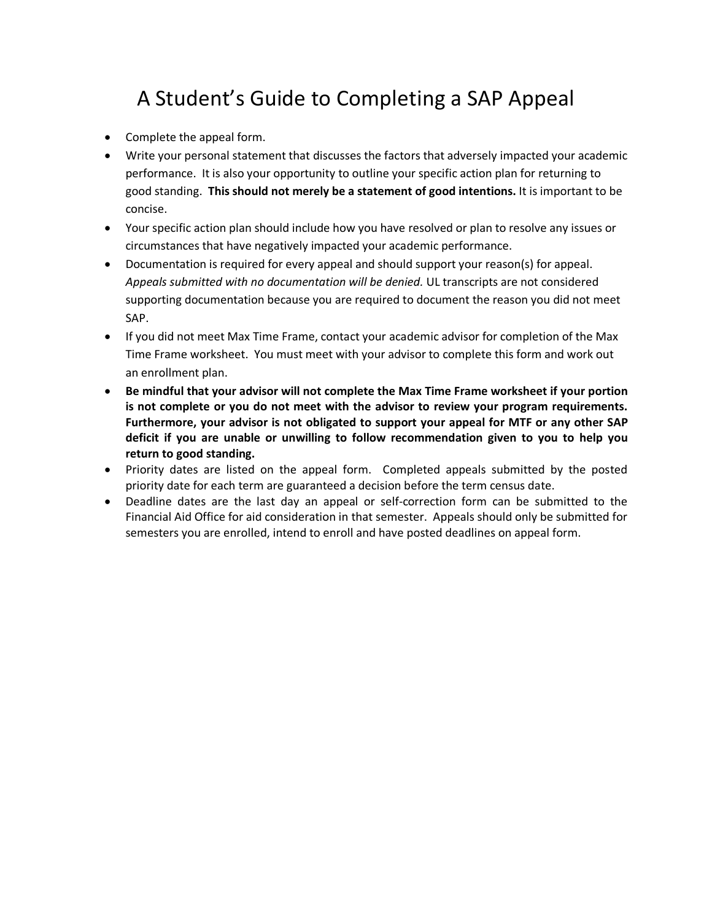# A Student's Guide to Completing a SAP Appeal

- Complete the appeal form.
- Write your personal statement that discusses the factors that adversely impacted your academic performance. It is also your opportunity to outline your specific action plan for returning to good standing. **This should not merely be a statement of good intentions.** It is important to be concise.
- Your specific action plan should include how you have resolved or plan to resolve any issues or circumstances that have negatively impacted your academic performance.
- Documentation is required for every appeal and should support your reason(s) for appeal. *Appeals submitted with no documentation will be denied.* UL transcripts are not considered supporting documentation because you are required to document the reason you did not meet SAP.
- If you did not meet Max Time Frame, contact your academic advisor for completion of the Max Time Frame worksheet. You must meet with your advisor to complete this form and work out an enrollment plan.
- **Be mindful that your advisor will not complete the Max Time Frame worksheet if your portion is not complete or you do not meet with the advisor to review your program requirements. Furthermore, your advisor is not obligated to support your appeal for MTF or any other SAP deficit if you are unable or unwilling to follow recommendation given to you to help you return to good standing.**
- Priority dates are listed on the appeal form. Completed appeals submitted by the posted priority date for each term are guaranteed a decision before the term census date.
- Deadline dates are the last day an appeal or self-correction form can be submitted to the Financial Aid Office for aid consideration in that semester. Appeals should only be submitted for semesters you are enrolled, intend to enroll and have posted deadlines on appeal form.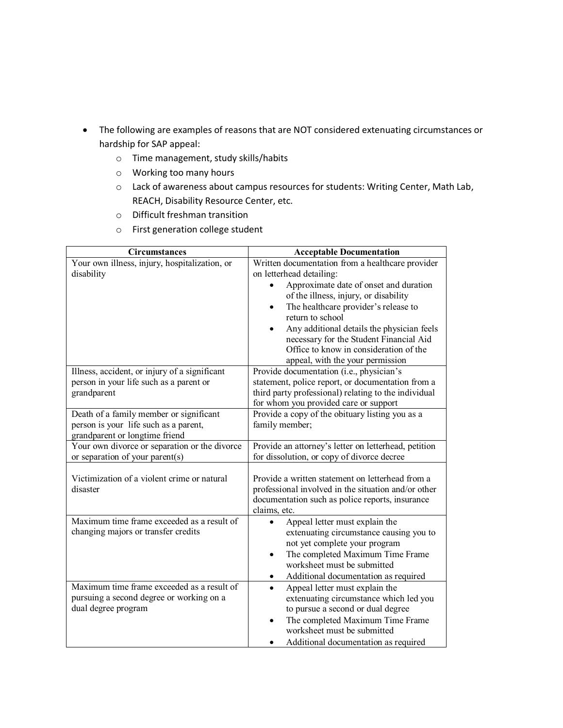- The following are examples of reasons that are NOT considered extenuating circumstances or hardship for SAP appeal:
    - Time management, study skills/habits
    - Working too many hours
    - Lack of awareness about campus resources for students: Writing Center, Math Lab, REACH, Disability Resource Center, etc.
    - Difficult freshman transition
    - First generation college student

| Circumstances | Acceptable Documentation |
| --- | --- |
| Your own illness, injury, hospitalization, or disability | Written documentation from a healthcare provider on letterhead detailing: <br>• Approximate date of onset and duration of the illness, injury, or disability <br>• The healthcare provider's release to return to school <br>• Any additional details the physician feels necessary for the Student Financial Aid Office to know in consideration of the appeal, with the your permission |
| Illness, accident, or injury of a significant person in your life such as a parent or grandparent | Provide documentation (i.e., physician's statement, police report, or documentation from a third party professional) relating to the individual for whom you provided care or support |
| Death of a family member or significant person is your life such as a parent, grandparent or longtime friend | Provide a copy of the obituary listing you as a family member; |
| Your own divorce or separation or the divorce or separation of your parent(s) | Provide an attorney's letter on letterhead, petition for dissolution, or copy of divorce decree |
| Victimization of a violent crime or natural disaster | Provide a written statement on letterhead from a professional involved in the situation and/or other documentation such as police reports, insurance claims, etc. |
| Maximum time frame exceeded as a result of changing majors or transfer credits | • Appeal letter must explain the extenuating circumstance causing you to not yet complete your program <br>• The completed Maximum Time Frame worksheet must be submitted <br>• Additional documentation as required |
| Maximum time frame exceeded as a result of pursuing a second degree or working on a dual degree program | • Appeal letter must explain the extenuating circumstance which led you to pursue a second or dual degree <br>• The completed Maximum Time Frame worksheet must be submitted <br>• Additional documentation as required |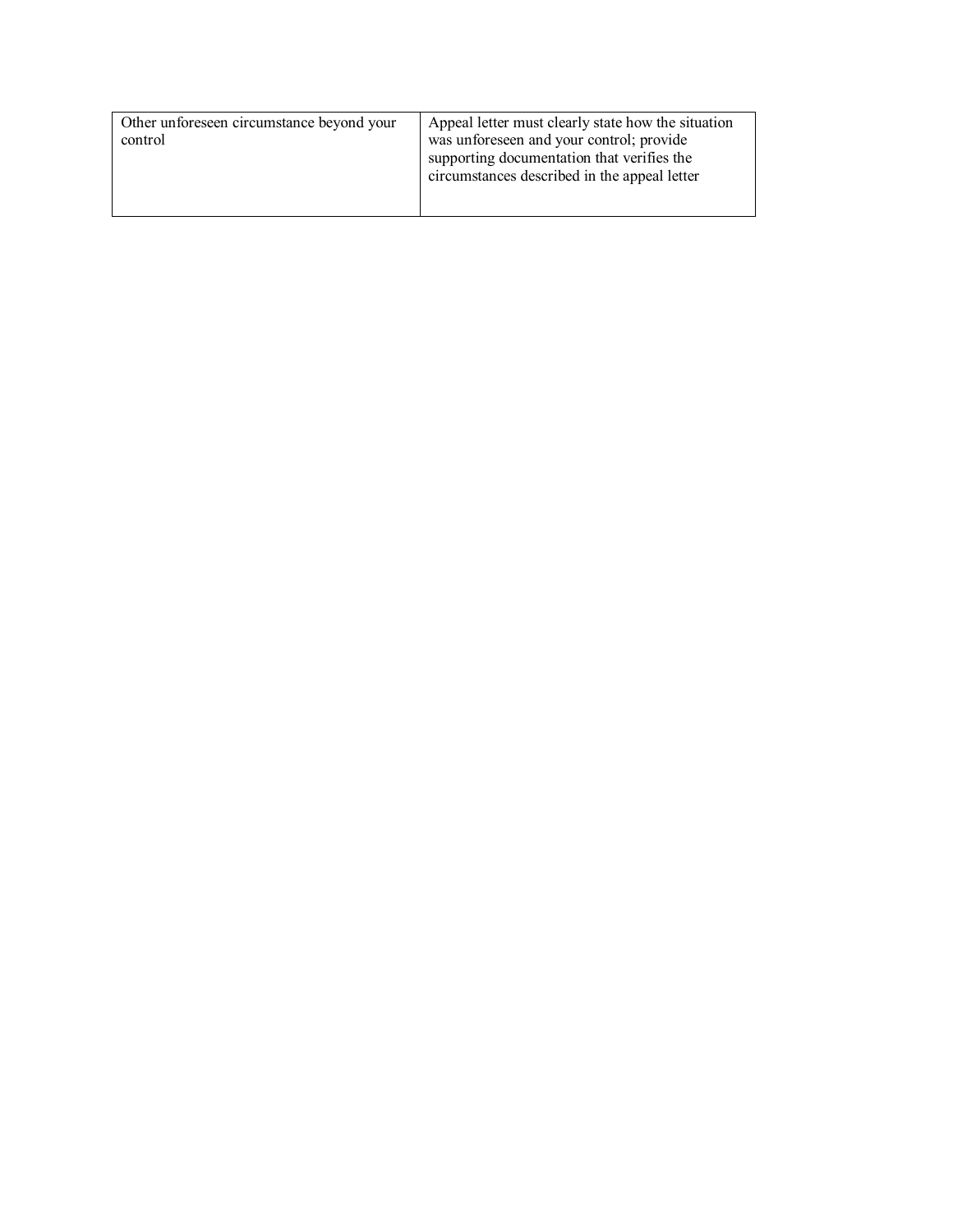| | |
|---|---|
| Other unforeseen circumstance beyond your control | Appeal letter must clearly state how the situation was unforeseen and your control; provide supporting documentation that verifies the circumstances described in the appeal letter |